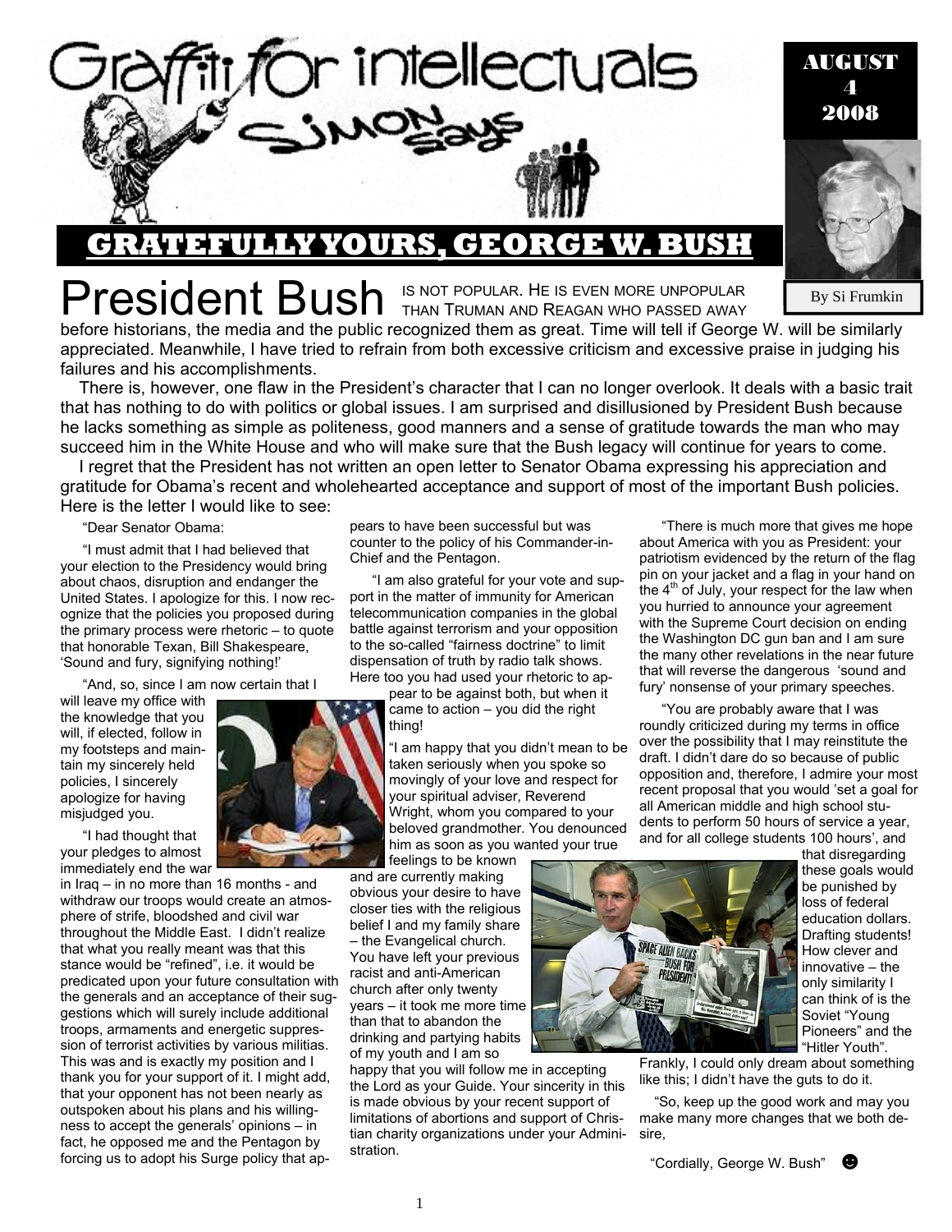# Graffiti for intellectuals

## SIMON says

AUGUST 4 2008

By Si Frumkin

## GRATEFULLY YOURS, GEORGE W. BUSH

**President Bush** IS NOT POPULAR. HE IS EVEN MORE UNPOPULAR THAN TRUMAN AND REAGAN WHO PASSED AWAY before historians, the media and the public recognized them as great. Time will tell if George W. will be similarly appreciated. Meanwhile, I have tried to refrain from both excessive criticism and excessive praise in judging his failures and his accomplishments.

There is, however, one flaw in the President's character that I can no longer overlook. It deals with a basic trait that has nothing to do with politics or global issues. I am surprised and disillusioned by President Bush because he lacks something as simple as politeness, good manners and a sense of gratitude towards the man who may succeed him in the White House and who will make sure that the Bush legacy will continue for years to come.

I regret that the President has not written an open letter to Senator Obama expressing his appreciation and gratitude for Obama's recent and wholehearted acceptance and support of most of the important Bush policies. Here is the letter I would like to see:

"Dear Senator Obama:

"I must admit that I had believed that your election to the Presidency would bring about chaos, disruption and endanger the United States. I apologize for this. I now recognize that the policies you proposed during the primary process were rhetoric – to quote that honorable Texan, Bill Shakespeare, 'Sound and fury, signifying nothing!'

"And, so, since I am now certain that I will leave my office with the knowledge that you will, if elected, follow in my footsteps and maintain my sincerely held policies, I sincerely apologize for having misjudged you.

"I had thought that your pledges to almost immediately end the war in Iraq – in no more than 16 months - and withdraw our troops would create an atmosphere of strife, bloodshed and civil war throughout the Middle East. I didn't realize that what you really meant was that this stance would be "refined", i.e. it would be predicated upon your future consultation with the generals and an acceptance of their suggestions which will surely include additional troops, armaments and energetic suppression of terrorist activities by various militias. This was and is exactly my position and I thank you for your support of it. I might add, that your opponent has not been nearly as outspoken about his plans and his willingness to accept the generals' opinions – in fact, he opposed me and the Pentagon by forcing us to adopt his Surge policy that appears to have been successful but was counter to the policy of his Commander-in-Chief and the Pentagon.

"I am also grateful for your vote and support in the matter of immunity for American telecommunication companies in the global battle against terrorism and your opposition to the so-called "fairness doctrine" to limit dispensation of truth by radio talk shows. Here too you had used your rhetoric to appear to be against both, but when it came to action – you did the right thing!

"I am happy that you didn't mean to be taken seriously when you spoke so movingly of your love and respect for your spiritual adviser, Reverend Wright, whom you compared to your beloved grandmother. You denounced him as soon as you wanted your true feelings to be known and are currently making obvious your desire to have closer ties with the religious belief I and my family share – the Evangelical church. You have left your previous racist and anti-American church after only twenty years – it took me more time than that to abandon the drinking and partying habits of my youth and I am so happy that you will follow me in accepting the Lord as your Guide. Your sincerity in this is made obvious by your recent support of limitations of abortions and support of Christian charity organizations under your Administration.

"There is much more that gives me hope about America with you as President: your patriotism evidenced by the return of the flag pin on your jacket and a flag in your hand on the 4th of July, your respect for the law when you hurried to announce your agreement with the Supreme Court decision on ending the Washington DC gun ban and I am sure the many other revelations in the near future that will reverse the dangerous 'sound and fury' nonsense of your primary speeches.

"You are probably aware that I was roundly criticized during my terms in office over the possibility that I may reinstitute the draft. I didn't dare do so because of public opposition and, therefore, I admire your most recent proposal that you would 'set a goal for all American middle and high school students to perform 50 hours of service a year, and for all college students 100 hours', and that disregarding these goals would be punished by loss of federal education dollars. Drafting students! How clever and innovative – the only similarity I can think of is the Soviet "Young Pioneers" and the "Hitler Youth". Frankly, I could only dream about something like this; I didn't have the guts to do it.

"So, keep up the good work and may you make many more changes that we both desire,

"Cordially, George W. Bush" ☻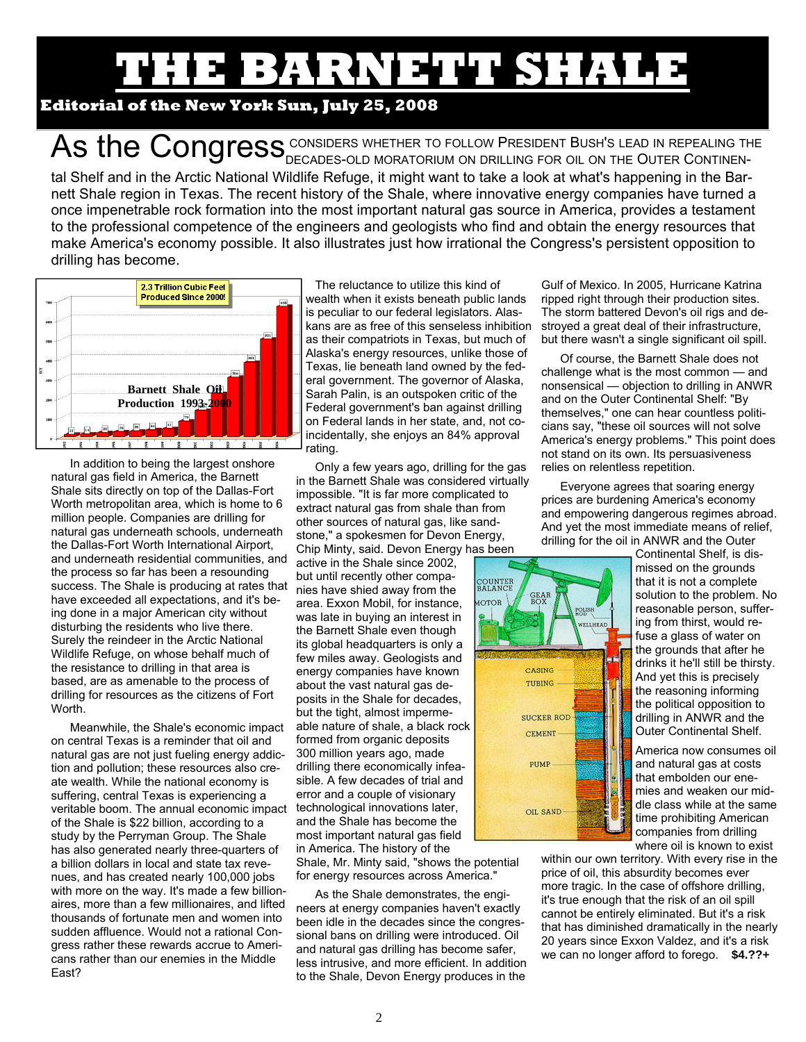# THE BARNETT SHALE

**Editorial of the New York Sun, July 25, 2008**

As the Congress CONSIDERS WHETHER TO FOLLOW PRESIDENT BUSH'S LEAD IN REPEALING THE DECADES-OLD MORATORIUM ON DRILLING FOR OIL ON THE OUTER CONTINENTAL Shelf and in the Arctic National Wildlife Refuge, it might want to take a look at what's happening in the Barnett Shale region in Texas. The recent history of the Shale, where innovative energy companies have turned a once impenetrable rock formation into the most important natural gas source in America, provides a testament to the professional competence of the engineers and geologists who find and obtain the energy resources that make America's economy possible. It also illustrates just how irrational the Congress's persistent opposition to drilling has become.

2.3 Trillion Cubic Feet Produced Since 2000!

Barnett Shale Oil Production 1993-2000

In addition to being the largest onshore natural gas field in America, the Barnett Shale sits directly on top of the Dallas-Fort Worth metropolitan area, which is home to 6 million people. Companies are drilling for natural gas underneath schools, underneath the Dallas-Fort Worth International Airport, and underneath residential communities, and the process so far has been a resounding success. The Shale is producing at rates that have exceeded all expectations, and it's being done in a major American city without disturbing the residents who live there. Surely the reindeer in the Arctic National Wildlife Refuge, on whose behalf much of the resistance to drilling in that area is based, are as amenable to the process of drilling for resources as the citizens of Fort Worth.

Meanwhile, the Shale's economic impact on central Texas is a reminder that oil and natural gas are not just fueling energy addiction and pollution; these resources also create wealth. While the national economy is suffering, central Texas is experiencing a veritable boom. The annual economic impact of the Shale is $22 billion, according to a study by the Perryman Group. The Shale has also generated nearly three-quarters of a billion dollars in local and state tax revenues, and has created nearly 100,000 jobs with more on the way. It's made a few billionaires, more than a few millionaires, and lifted thousands of fortunate men and women into sudden affluence. Would not a rational Congress rather these rewards accrue to Americans rather than our enemies in the Middle East?

The reluctance to utilize this kind of wealth when it exists beneath public lands is peculiar to our federal legislators. Alaskans are as free of this senseless inhibition as their compatriots in Texas, but much of Alaska's energy resources, unlike those of Texas, lie beneath land owned by the federal government. The governor of Alaska, Sarah Palin, is an outspoken critic of the Federal government's ban against drilling on Federal lands in her state, and, not coincidentally, she enjoys an 84% approval rating.

Only a few years ago, drilling for the gas in the Barnett Shale was considered virtually impossible. "It is far more complicated to extract natural gas from shale than from other sources of natural gas, like sandstone," a spokesmen for Devon Energy, Chip Minty, said. Devon Energy has been active in the Shale since 2002, but until recently other companies have shied away from the area. Exxon Mobil, for instance, was late in buying an interest in the Barnett Shale even though its global headquarters is only a few miles away. Geologists and energy companies have known about the vast natural gas deposits in the Shale for decades, but the tight, almost impermeable nature of shale, a black rock formed from organic deposits 300 million years ago, made drilling there economically infeasible. A few decades of trial and error and a couple of visionary technological innovations later, and the Shale has become the most important natural gas field in America. The history of the Shale, Mr. Minty said, "shows the potential for energy resources across America."

As the Shale demonstrates, the engineers at energy companies haven't exactly been idle in the decades since the congressional bans on drilling were introduced. Oil and natural gas drilling has become safer, less intrusive, and more efficient. In addition to the Shale, Devon Energy produces in the Gulf of Mexico. In 2005, Hurricane Katrina ripped right through their production sites. The storm battered Devon's oil rigs and destroyed a great deal of their infrastructure, but there wasn't a single significant oil spill.

Of course, the Barnett Shale does not challenge what is the most common — and nonsensical — objection to drilling in ANWR and on the Outer Continental Shelf: "By themselves," one can hear countless politicians say, "these oil sources will not solve America's energy problems." This point does not stand on its own. Its persuasiveness relies on relentless repetition.

Everyone agrees that soaring energy prices are burdening America's economy and empowering dangerous regimes abroad. And yet the most immediate means of relief, drilling for the oil in ANWR and the Outer Continental Shelf, is dismissed on the grounds that it is not a complete solution to the problem. No reasonable person, suffering from thirst, would refuse a glass of water on the grounds that after he drinks it he'll still be thirsty. And yet this is precisely the reasoning informing the political opposition to drilling in ANWR and the Outer Continental Shelf.

America now consumes oil and natural gas at costs that embolden our enemies and weaken our middle class while at the same time prohibiting American companies from drilling where oil is known to exist within our own territory. With every rise in the price of oil, this absurdity becomes ever more tragic. In the case of offshore drilling, it's true enough that the risk of an oil spill cannot be entirely eliminated. But it's a risk that has diminished dramatically in the nearly 20 years since Exxon Valdez, and it's a risk we can no longer afford to forego. **$4.??+**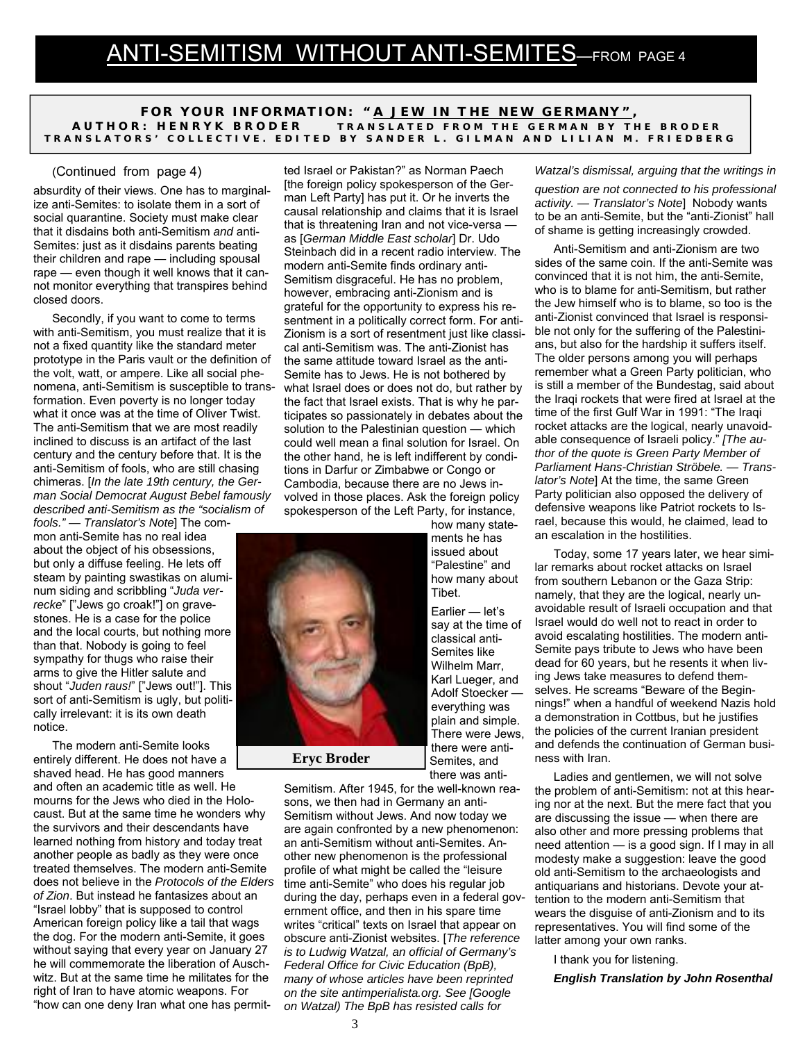# ANTI-SEMITISM WITHOUT ANTI-SEMITES—FROM PAGE 4

**FOR YOUR INFORMATION: "A JEW IN THE NEW GERMANY", AUTHOR: HENRYK BRODER** TRANSLATED FROM THE GERMAN BY THE BRODER TRANSLATORS' COLLECTIVE. EDITED BY SANDER L. GILMAN AND LILIAN M. FRIEDBERG

(Continued from page 4)

absurdity of their views. One has to marginalize anti-Semites: to isolate them in a sort of social quarantine. Society must make clear that it disdains both anti-Semitism *and* anti-Semites: just as it disdains parents beating their children and rape — including spousal rape — even though it well knows that it cannot monitor everything that transpires behind closed doors.

Secondly, if you want to come to terms with anti-Semitism, you must realize that it is not a fixed quantity like the standard meter prototype in the Paris vault or the definition of the volt, watt, or ampere. Like all social phenomena, anti-Semitism is susceptible to transformation. Even poverty is no longer today what it once was at the time of Oliver Twist. The anti-Semitism that we are most readily inclined to discuss is an artifact of the last century and the century before that. It is the anti-Semitism of fools, who are still chasing chimeras. [*In the late 19th century, the German Social Democrat August Bebel famously described anti-Semitism as the "socialism of fools." — Translator's Note*] The common anti-Semite has no real idea about the object of his obsessions, but only a diffuse feeling. He lets off steam by painting swastikas on aluminum siding and scribbling "*Juda verrecke*" ["Jews go croak!"] on gravestones. He is a case for the police and the local courts, but nothing more than that. Nobody is going to feel sympathy for thugs who raise their arms to give the Hitler salute and shout "*Juden raus!*" ["Jews out!"]. This sort of anti-Semitism is ugly, but politically irrelevant: it is its own death notice.

The modern anti-Semite looks entirely different. He does not have a shaved head. He has good manners and often an academic title as well. He mourns for the Jews who died in the Holocaust. But at the same time he wonders why the survivors and their descendants have learned nothing from history and today treat another people as badly as they were once treated themselves. The modern anti-Semite does not believe in the *Protocols of the Elders of Zion*. But instead he fantasizes about an "Israel lobby" that is supposed to control American foreign policy like a tail that wags the dog. For the modern anti-Semite, it goes without saying that every year on January 27 he will commemorate the liberation of Auschwitz. But at the same time he militates for the right of Iran to have atomic weapons. For "how can one deny Iran what one has permitted Israel or Pakistan?" as Norman Paech [the foreign policy spokesperson of the German Left Party] has put it. Or he inverts the causal relationship and claims that it is Israel that is threatening Iran and not vice-versa — as [*German Middle East scholar*] Dr. Udo Steinbach did in a recent radio interview. The modern anti-Semite finds ordinary anti-Semitism disgraceful. He has no problem, however, embracing anti-Zionism and is grateful for the opportunity to express his resentment in a politically correct form. For anti-Zionism is a sort of resentment just like classical anti-Semitism was. The anti-Zionist has the same attitude toward Israel as the anti-Semite has to Jews. He is not bothered by what Israel does or does not do, but rather by the fact that Israel exists. That is why he participates so passionately in debates about the solution to the Palestinian question — which could well mean a final solution for Israel. On the other hand, he is left indifferent by conditions in Darfur or Zimbabwe or Congo or Cambodia, because there are no Jews involved in those places. Ask the foreign policy spokesperson of the Left Party, for instance, how many statements he has issued about "Palestine" and how many about Tibet.

**Eryc Broder**

Earlier — let's say at the time of classical anti-Semites like Wilhelm Marr, Karl Lueger, and Adolf Stoecker — everything was plain and simple. There were Jews, there were anti-Semites, and there was anti-Semitism. After 1945, for the well-known reasons, we then had in Germany an anti-Semitism without Jews. And now today we are again confronted by a new phenomenon: an anti-Semitism without anti-Semites. Another new phenomenon is the professional profile of what might be called the "leisure time anti-Semite" who does his regular job during the day, perhaps even in a federal government office, and then in his spare time writes "critical" texts on Israel that appear on obscure anti-Zionist websites. [*The reference is to Ludwig Watzal, an official of Germany's Federal Office for Civic Education (BpB), many of whose articles have been reprinted on the site antimperialista.org. See [Google on Watzal) The BpB has resisted calls for Watzal's dismissal, arguing that the writings in question are not connected to his professional activity. — Translator's Note*] Nobody wants to be an anti-Semite, but the "anti-Zionist" hall of shame is getting increasingly crowded.

Anti-Semitism and anti-Zionism are two sides of the same coin. If the anti-Semite was convinced that it is not him, the anti-Semite, who is to blame for anti-Semitism, but rather the Jew himself who is to blame, so too is the anti-Zionist convinced that Israel is responsible not only for the suffering of the Palestinians, but also for the hardship it suffers itself. The older persons among you will perhaps remember what a Green Party politician, who is still a member of the Bundestag, said about the Iraqi rockets that were fired at Israel at the time of the first Gulf War in 1991: "The Iraqi rocket attacks are the logical, nearly unavoidable consequence of Israeli policy." *[The author of the quote is Green Party Member of Parliament Hans-Christian Ströbele. — Translator's Note*] At the time, the same Green Party politician also opposed the delivery of defensive weapons like Patriot rockets to Israel, because this would, he claimed, lead to an escalation in the hostilities.

Today, some 17 years later, we hear similar remarks about rocket attacks on Israel from southern Lebanon or the Gaza Strip: namely, that they are the logical, nearly unavoidable result of Israeli occupation and that Israel would do well not to react in order to avoid escalating hostilities. The modern anti-Semite pays tribute to Jews who have been dead for 60 years, but he resents it when living Jews take measures to defend themselves. He screams "Beware of the Beginnings!" when a handful of weekend Nazis hold a demonstration in Cottbus, but he justifies the policies of the current Iranian president and defends the continuation of German business with Iran.

Ladies and gentlemen, we will not solve the problem of anti-Semitism: not at this hearing nor at the next. But the mere fact that you are discussing the issue — when there are also other and more pressing problems that need attention — is a good sign. If I may in all modesty make a suggestion: leave the good old anti-Semitism to the archaeologists and antiquarians and historians. Devote your attention to the modern anti-Semitism that wears the disguise of anti-Zionism and to its representatives. You will find some of the latter among your own ranks.

I thank you for listening.

***English Translation by John Rosenthal***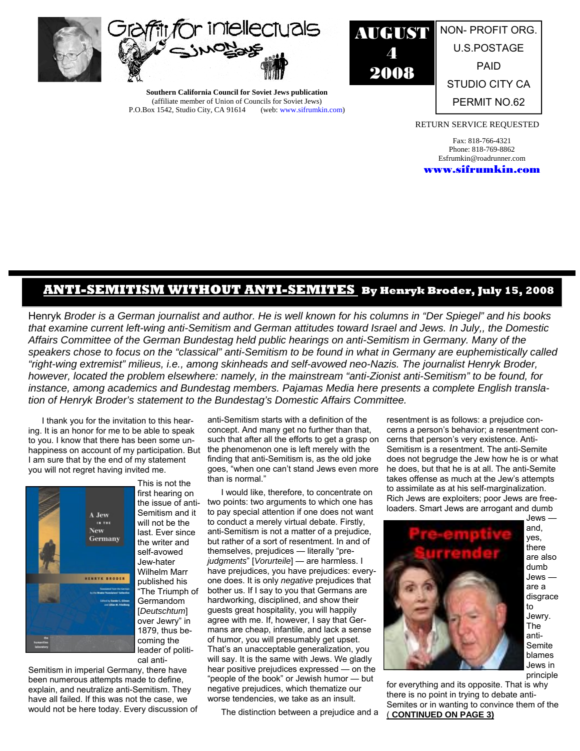# Graffiti for intellectuals

Simon Says

**Southern California Council for Soviet Jews publication**
(affiliate member of Union of Councils for Soviet Jews)
P.O.Box 1542, Studio City, CA 91614 (web: www.sifrumkin.com)

**AUGUST 4 2008**

NON- PROFIT ORG.
U.S.POSTAGE
PAID
STUDIO CITY CA
PERMIT NO.62

RETURN SERVICE REQUESTED

Fax: 818-766-4321
Phone: 818-769-8862
Esfrumkin@roadrunner.com
**www.sifrumkin.com**

## ANTI-SEMITISM WITHOUT ANTI-SEMITES By Henryk Broder, July 15, 2008

*Henryk Broder is a German journalist and author. He is well known for his columns in "Der Spiegel" and his books that examine current left-wing anti-Semitism and German attitudes toward Israel and Jews. In July,, the Domestic Affairs Committee of the German Bundestag held public hearings on anti-Semitism in Germany. Many of the speakers chose to focus on the "classical" anti-Semitism to be found in what in Germany are euphemistically called "right-wing extremist" milieus, i.e., among skinheads and self-avowed neo-Nazis. The journalist Henryk Broder, however, located the problem elsewhere: namely, in the mainstream "anti-Zionist anti-Semitism" to be found, for instance, among academics and Bundestag members. Pajamas Media here presents a complete English translation of Henryk Broder's statement to the Bundestag's Domestic Affairs Committee.*

I thank you for the invitation to this hearing. It is an honor for me to be able to speak to you. I know that there has been some unhappiness on account of my participation. But I am sure that by the end of my statement you will not regret having invited me.

This is not the first hearing on the issue of anti-Semitism and it will not be the last. Ever since the writer and self-avowed Jew-hater Wilhelm Marr published his "The Triumph of Germandom [*Deutschtum*] over Jewry" in 1879, thus becoming the leader of political anti-Semitism in imperial Germany, there have been numerous attempts made to define, explain, and neutralize anti-Semitism. They have all failed. If this was not the case, we would not be here today. Every discussion of anti-Semitism starts with a definition of the concept. And many get no further than that, such that after all the efforts to get a grasp on the phenomenon one is left merely with the finding that anti-Semitism is, as the old joke goes, "when one can't stand Jews even more than is normal."

I would like, therefore, to concentrate on two points: two arguments to which one has to pay special attention if one does not want to conduct a merely virtual debate. Firstly, anti-Semitism is not a matter of a prejudice, but rather of a sort of resentment. In and of themselves, prejudices — literally "pre-*judgments*" [*Vorurteile*] — are harmless. I have prejudices, you have prejudices: everyone does. It is only *negative* prejudices that bother us. If I say to you that Germans are hardworking, disciplined, and show their guests great hospitality, you will happily agree with me. If, however, I say that Germans are cheap, infantile, and lack a sense of humor, you will presumably get upset. That's an unacceptable generalization, you will say. It is the same with Jews. We gladly hear positive prejudices expressed — on the "people of the book" or Jewish humor — but negative prejudices, which thematize our worse tendencies, we take as an insult.

The distinction between a prejudice and a resentment is as follows: a prejudice concerns a person's behavior; a resentment concerns that person's very existence. Anti-Semitism is a resentment. The anti-Semite does not begrudge the Jew how he is or what he does, but that he is at all. The anti-Semite takes offense as much at the Jew's attempts to assimilate as at his self-marginalization. Rich Jews are exploiters; poor Jews are free-loaders. Smart Jews are arrogant and dumb Jews — and, yes, there are also dumb Jews — are a disgrace to Jewry. The anti-Semite blames Jews in principle for everything and its opposite. That is why there is no point in trying to debate anti-Semites or in wanting to convince them of the (**CONTINUED ON PAGE 3)**